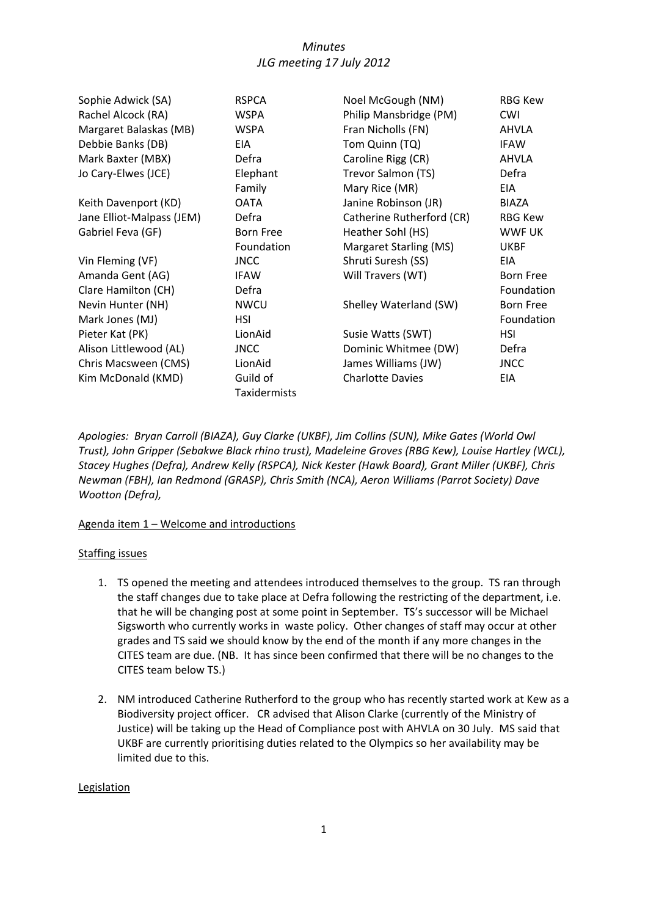# *Minutes*
# *JLG meeting 17 July 2012*

| | | | |
|---|---|---|---|
| Sophie Adwick (SA) | RSPCA | Noel McGough (NM) | RBG Kew |
| Rachel Alcock (RA) | WSPA | Philip Mansbridge (PM) | CWI |
| Margaret Balaskas (MB) | WSPA | Fran Nicholls (FN) | AHVLA |
| Debbie Banks (DB) | EIA | Tom Quinn (TQ) | IFAW |
| Mark Baxter (MBX) | Defra | Caroline Rigg (CR) | AHVLA |
| Jo Cary-Elwes (JCE) | Elephant Family | Trevor Salmon (TS) | Defra |
| | | Mary Rice (MR) | EIA |
| Keith Davenport (KD) | OATA | Janine Robinson (JR) | BIAZA |
| Jane Elliot-Malpass (JEM) | Defra | Catherine Rutherford (CR) | RBG Kew |
| Gabriel Feva (GF) | Born Free Foundation | Heather Sohl (HS) | WWF UK |
| | | Margaret Starling (MS) | UKBF |
| Vin Fleming (VF) | JNCC | Shruti Suresh (SS) | EIA |
| Amanda Gent (AG) | IFAW | Will Travers (WT) | Born Free Foundation |
| Clare Hamilton (CH) | Defra | | |
| Nevin Hunter (NH) | NWCU | Shelley Waterland (SW) | Born Free Foundation |
| Mark Jones (MJ) | HSI | | |
| Pieter Kat (PK) | LionAid | Susie Watts (SWT) | HSI |
| Alison Littlewood (AL) | JNCC | Dominic Whitmee (DW) | Defra |
| Chris Macsween (CMS) | LionAid | James Williams (JW) | JNCC |
| Kim McDonald (KMD) | Guild of Taxidermists | Charlotte Davies | EIA |

*Apologies: Bryan Carroll (BIAZA), Guy Clarke (UKBF), Jim Collins (SUN), Mike Gates (World Owl Trust), John Gripper (Sebakwe Black rhino trust), Madeleine Groves (RBG Kew), Louise Hartley (WCL), Stacey Hughes (Defra), Andrew Kelly (RSPCA), Nick Kester (Hawk Board), Grant Miller (UKBF), Chris Newman (FBH), Ian Redmond (GRASP), Chris Smith (NCA), Aeron Williams (Parrot Society) Dave Wootton (Defra),*

<u>Agenda item 1 – Welcome and introductions</u>

<u>Staffing issues</u>

1. TS opened the meeting and attendees introduced themselves to the group. TS ran through the staff changes due to take place at Defra following the restricting of the department, i.e. that he will be changing post at some point in September. TS's successor will be Michael Sigsworth who currently works in waste policy. Other changes of staff may occur at other grades and TS said we should know by the end of the month if any more changes in the CITES team are due. (NB. It has since been confirmed that there will be no changes to the CITES team below TS.)

2. NM introduced Catherine Rutherford to the group who has recently started work at Kew as a Biodiversity project officer. CR advised that Alison Clarke (currently of the Ministry of Justice) will be taking up the Head of Compliance post with AHVLA on 30 July. MS said that UKBF are currently prioritising duties related to the Olympics so her availability may be limited due to this.

<u>Legislation</u>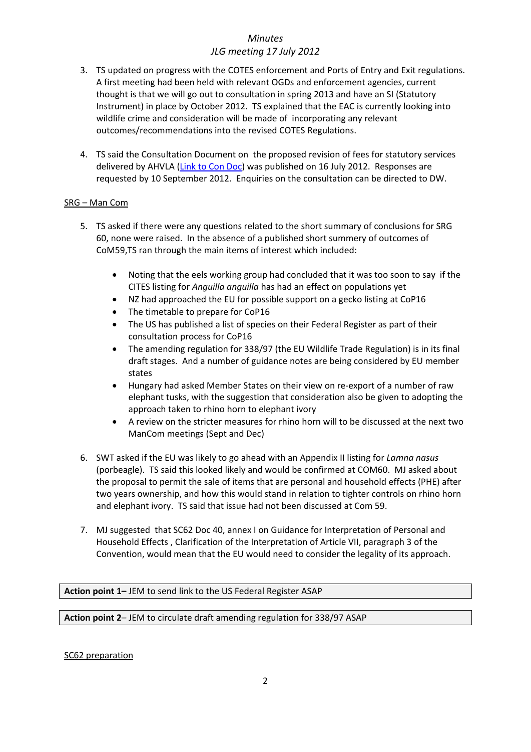3. TS updated on progress with the COTES enforcement and Ports of Entry and Exit regulations. A first meeting had been held with relevant OGDs and enforcement agencies, current thought is that we will go out to consultation in spring 2013 and have an SI (Statutory Instrument) in place by October 2012. TS explained that the EAC is currently looking into wildlife crime and consideration will be made of incorporating any relevant outcomes/recommendations into the revised COTES Regulations.

4. TS said the Consultation Document on the proposed revision of fees for statutory services delivered by AHVLA (Link to Con Doc) was published on 16 July 2012. Responses are requested by 10 September 2012. Enquiries on the consultation can be directed to DW.

SRG – Man Com

5. TS asked if there were any questions related to the short summary of conclusions for SRG 60, none were raised. In the absence of a published short summery of outcomes of CoM59,TS ran through the main items of interest which included:

   - Noting that the eels working group had concluded that it was too soon to say if the CITES listing for *Anguilla anguilla* has had an effect on populations yet
   - NZ had approached the EU for possible support on a gecko listing at CoP16
   - The timetable to prepare for CoP16
   - The US has published a list of species on their Federal Register as part of their consultation process for CoP16
   - The amending regulation for 338/97 (the EU Wildlife Trade Regulation) is in its final draft stages. And a number of guidance notes are being considered by EU member states
   - Hungary had asked Member States on their view on re-export of a number of raw elephant tusks, with the suggestion that consideration also be given to adopting the approach taken to rhino horn to elephant ivory
   - A review on the stricter measures for rhino horn will to be discussed at the next two ManCom meetings (Sept and Dec)

6. SWT asked if the EU was likely to go ahead with an Appendix II listing for *Lamna nasus* (porbeagle). TS said this looked likely and would be confirmed at COM60. MJ asked about the proposal to permit the sale of items that are personal and household effects (PHE) after two years ownership, and how this would stand in relation to tighter controls on rhino horn and elephant ivory. TS said that issue had not been discussed at Com 59.

7. MJ suggested that SC62 Doc 40, annex I on Guidance for Interpretation of Personal and Household Effects , Clarification of the Interpretation of Article VII, paragraph 3 of the Convention, would mean that the EU would need to consider the legality of its approach.

**Action point 1–** JEM to send link to the US Federal Register ASAP

**Action point 2**– JEM to circulate draft amending regulation for 338/97 ASAP

SC62 preparation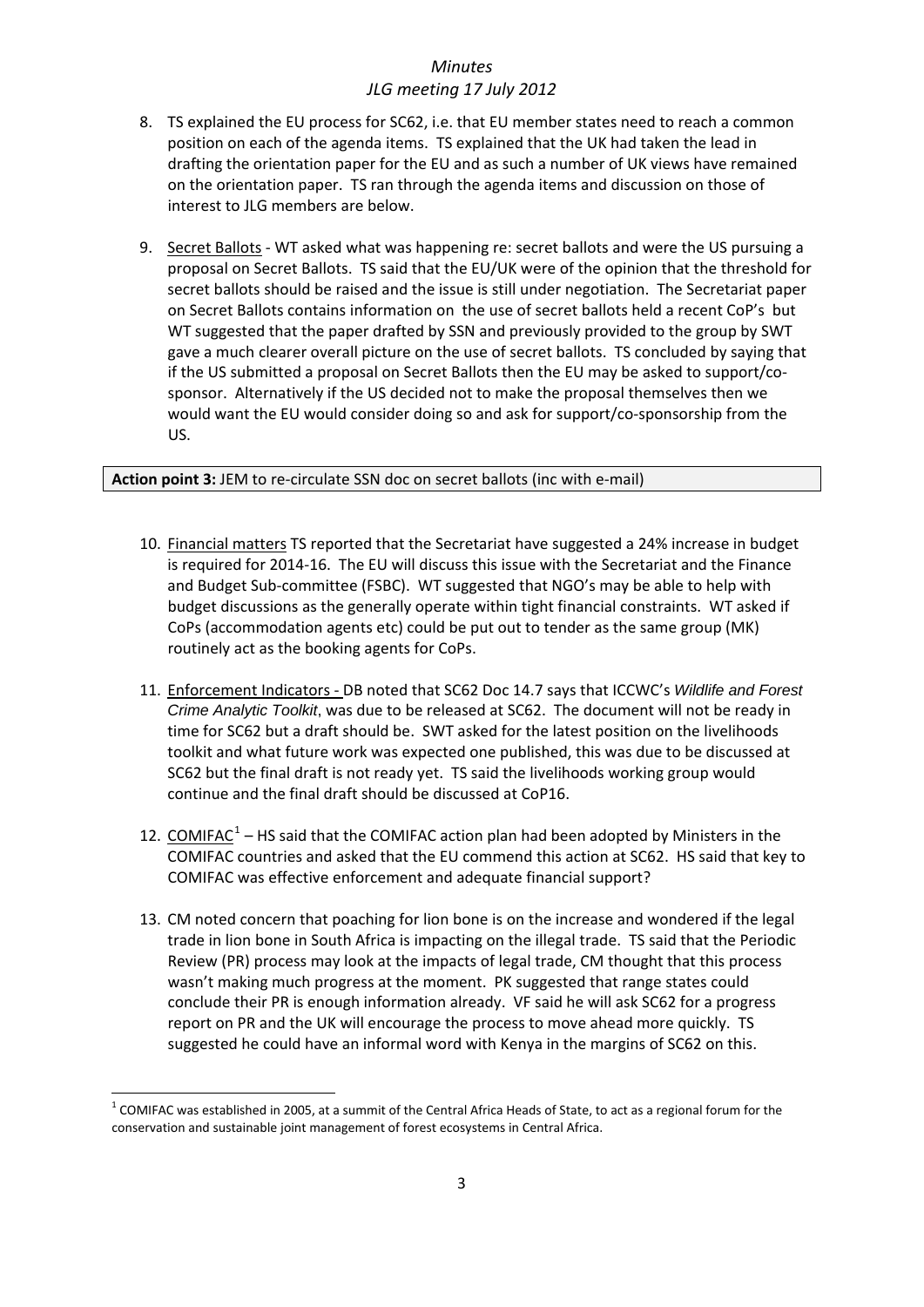8. TS explained the EU process for SC62, i.e. that EU member states need to reach a common position on each of the agenda items. TS explained that the UK had taken the lead in drafting the orientation paper for the EU and as such a number of UK views have remained on the orientation paper. TS ran through the agenda items and discussion on those of interest to JLG members are below.

9. Secret Ballots - WT asked what was happening re: secret ballots and were the US pursuing a proposal on Secret Ballots. TS said that the EU/UK were of the opinion that the threshold for secret ballots should be raised and the issue is still under negotiation. The Secretariat paper on Secret Ballots contains information on the use of secret ballots held a recent CoP's but WT suggested that the paper drafted by SSN and previously provided to the group by SWT gave a much clearer overall picture on the use of secret ballots. TS concluded by saying that if the US submitted a proposal on Secret Ballots then the EU may be asked to support/co-sponsor. Alternatively if the US decided not to make the proposal themselves then we would want the EU would consider doing so and ask for support/co-sponsorship from the US.

| **Action point 3:** JEM to re-circulate SSN doc on secret ballots (inc with e-mail) |
|---|

10. Financial matters TS reported that the Secretariat have suggested a 24% increase in budget is required for 2014-16. The EU will discuss this issue with the Secretariat and the Finance and Budget Sub-committee (FSBC). WT suggested that NGO's may be able to help with budget discussions as the generally operate within tight financial constraints. WT asked if CoPs (accommodation agents etc) could be put out to tender as the same group (MK) routinely act as the booking agents for CoPs.

11. Enforcement Indicators - DB noted that SC62 Doc 14.7 says that ICCWC's *Wildlife and Forest Crime Analytic Toolkit*, was due to be released at SC62. The document will not be ready in time for SC62 but a draft should be. SWT asked for the latest position on the livelihoods toolkit and what future work was expected one published, this was due to be discussed at SC62 but the final draft is not ready yet. TS said the livelihoods working group would continue and the final draft should be discussed at CoP16.

12. COMIFAC[1] – HS said that the COMIFAC action plan had been adopted by Ministers in the COMIFAC countries and asked that the EU commend this action at SC62. HS said that key to COMIFAC was effective enforcement and adequate financial support?

13. CM noted concern that poaching for lion bone is on the increase and wondered if the legal trade in lion bone in South Africa is impacting on the illegal trade. TS said that the Periodic Review (PR) process may look at the impacts of legal trade, CM thought that this process wasn't making much progress at the moment. PK suggested that range states could conclude their PR is enough information already. VF said he will ask SC62 for a progress report on PR and the UK will encourage the process to move ahead more quickly. TS suggested he could have an informal word with Kenya in the margins of SC62 on this.

[1] COMIFAC was established in 2005, at a summit of the Central Africa Heads of State, to act as a regional forum for the conservation and sustainable joint management of forest ecosystems in Central Africa.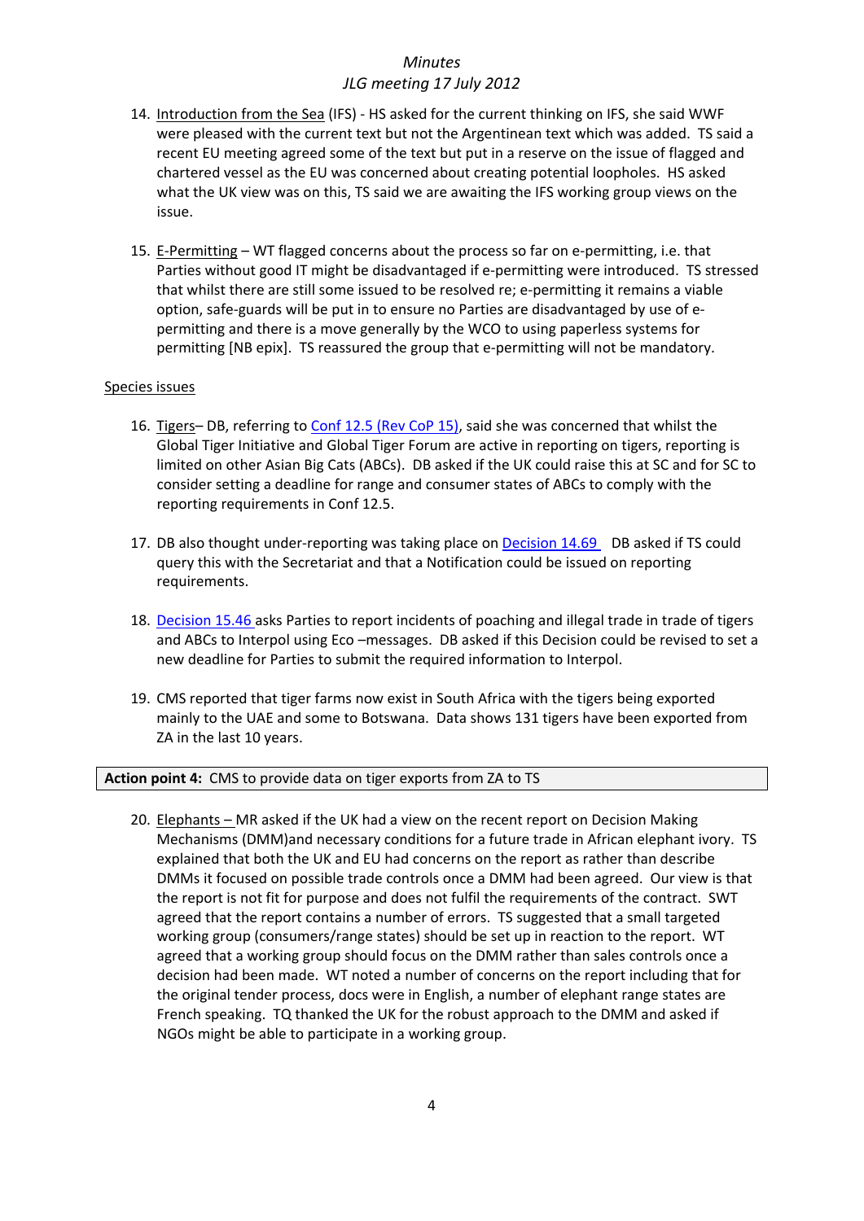14. Introduction from the Sea (IFS) - HS asked for the current thinking on IFS, she said WWF were pleased with the current text but not the Argentinean text which was added. TS said a recent EU meeting agreed some of the text but put in a reserve on the issue of flagged and chartered vessel as the EU was concerned about creating potential loopholes. HS asked what the UK view was on this, TS said we are awaiting the IFS working group views on the issue.

15. E-Permitting – WT flagged concerns about the process so far on e-permitting, i.e. that Parties without good IT might be disadvantaged if e-permitting were introduced. TS stressed that whilst there are still some issued to be resolved re; e-permitting it remains a viable option, safe-guards will be put in to ensure no Parties are disadvantaged by use of e-permitting and there is a move generally by the WCO to using paperless systems for permitting [NB epix]. TS reassured the group that e-permitting will not be mandatory.

Species issues

16. Tigers– DB, referring to Conf 12.5 (Rev CoP 15), said she was concerned that whilst the Global Tiger Initiative and Global Tiger Forum are active in reporting on tigers, reporting is limited on other Asian Big Cats (ABCs). DB asked if the UK could raise this at SC and for SC to consider setting a deadline for range and consumer states of ABCs to comply with the reporting requirements in Conf 12.5.

17. DB also thought under-reporting was taking place on Decision 14.69 DB asked if TS could query this with the Secretariat and that a Notification could be issued on reporting requirements.

18. Decision 15.46 asks Parties to report incidents of poaching and illegal trade in trade of tigers and ABCs to Interpol using Eco –messages. DB asked if this Decision could be revised to set a new deadline for Parties to submit the required information to Interpol.

19. CMS reported that tiger farms now exist in South Africa with the tigers being exported mainly to the UAE and some to Botswana. Data shows 131 tigers have been exported from ZA in the last 10 years.

**Action point 4:** CMS to provide data on tiger exports from ZA to TS

20. Elephants – MR asked if the UK had a view on the recent report on Decision Making Mechanisms (DMM)and necessary conditions for a future trade in African elephant ivory. TS explained that both the UK and EU had concerns on the report as rather than describe DMMs it focused on possible trade controls once a DMM had been agreed. Our view is that the report is not fit for purpose and does not fulfil the requirements of the contract. SWT agreed that the report contains a number of errors. TS suggested that a small targeted working group (consumers/range states) should be set up in reaction to the report. WT agreed that a working group should focus on the DMM rather than sales controls once a decision had been made. WT noted a number of concerns on the report including that for the original tender process, docs were in English, a number of elephant range states are French speaking. TQ thanked the UK for the robust approach to the DMM and asked if NGOs might be able to participate in a working group.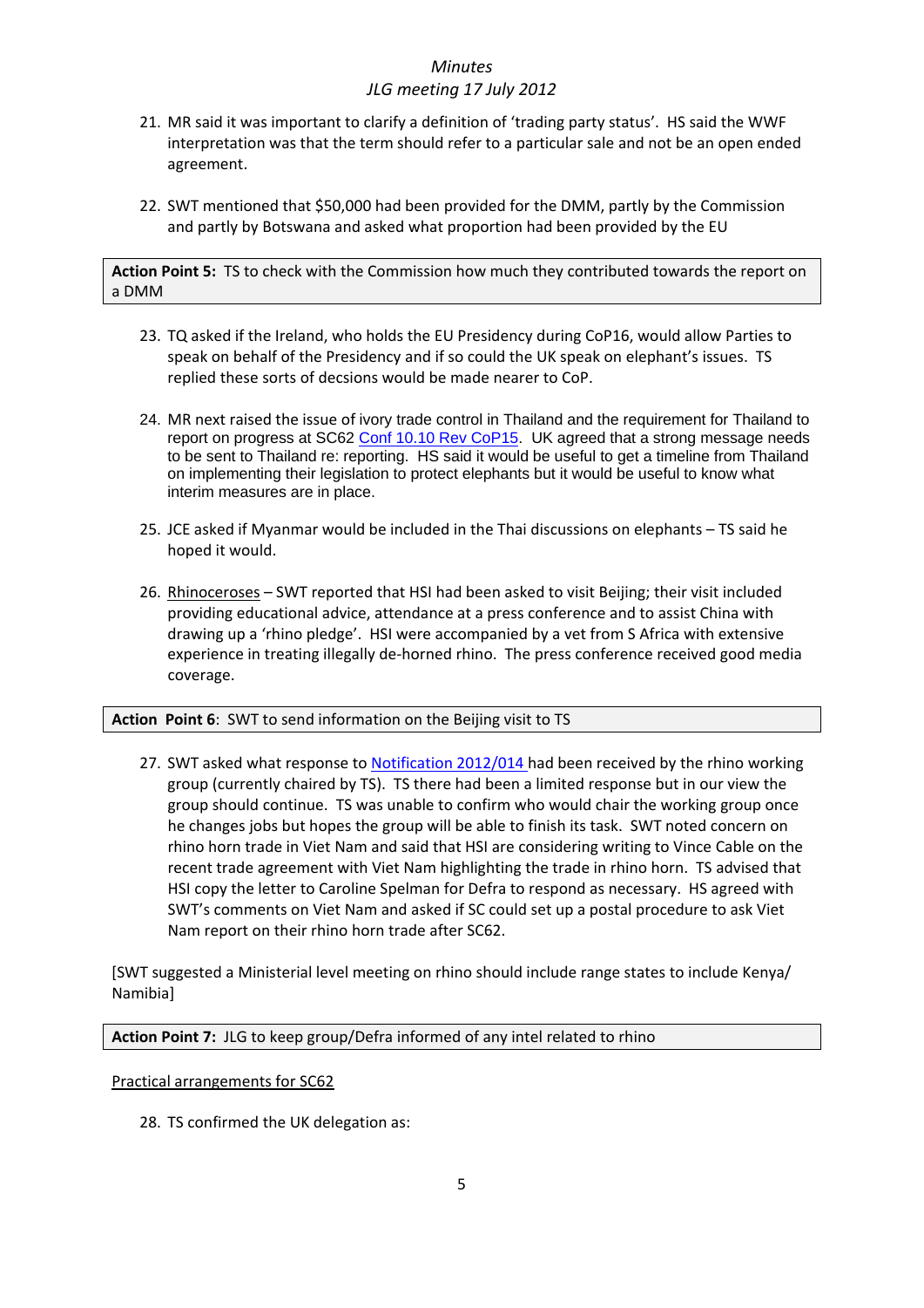21. MR said it was important to clarify a definition of 'trading party status'. HS said the WWF interpretation was that the term should refer to a particular sale and not be an open ended agreement.

22. SWT mentioned that $50,000 had been provided for the DMM, partly by the Commission and partly by Botswana and asked what proportion had been provided by the EU

**Action Point 5:** TS to check with the Commission how much they contributed towards the report on a DMM

23. TQ asked if the Ireland, who holds the EU Presidency during CoP16, would allow Parties to speak on behalf of the Presidency and if so could the UK speak on elephant's issues. TS replied these sorts of decsions would be made nearer to CoP.

24. MR next raised the issue of ivory trade control in Thailand and the requirement for Thailand to report on progress at SC62 Conf 10.10 Rev CoP15. UK agreed that a strong message needs to be sent to Thailand re: reporting. HS said it would be useful to get a timeline from Thailand on implementing their legislation to protect elephants but it would be useful to know what interim measures are in place.

25. JCE asked if Myanmar would be included in the Thai discussions on elephants – TS said he hoped it would.

26. Rhinoceroses – SWT reported that HSI had been asked to visit Beijing; their visit included providing educational advice, attendance at a press conference and to assist China with drawing up a 'rhino pledge'. HSI were accompanied by a vet from S Africa with extensive experience in treating illegally de-horned rhino. The press conference received good media coverage.

**Action Point 6**: SWT to send information on the Beijing visit to TS

27. SWT asked what response to Notification 2012/014 had been received by the rhino working group (currently chaired by TS). TS there had been a limited response but in our view the group should continue. TS was unable to confirm who would chair the working group once he changes jobs but hopes the group will be able to finish its task. SWT noted concern on rhino horn trade in Viet Nam and said that HSI are considering writing to Vince Cable on the recent trade agreement with Viet Nam highlighting the trade in rhino horn. TS advised that HSI copy the letter to Caroline Spelman for Defra to respond as necessary. HS agreed with SWT's comments on Viet Nam and asked if SC could set up a postal procedure to ask Viet Nam report on their rhino horn trade after SC62.

[SWT suggested a Ministerial level meeting on rhino should include range states to include Kenya/ Namibia]

**Action Point 7:** JLG to keep group/Defra informed of any intel related to rhino

Practical arrangements for SC62

28. TS confirmed the UK delegation as: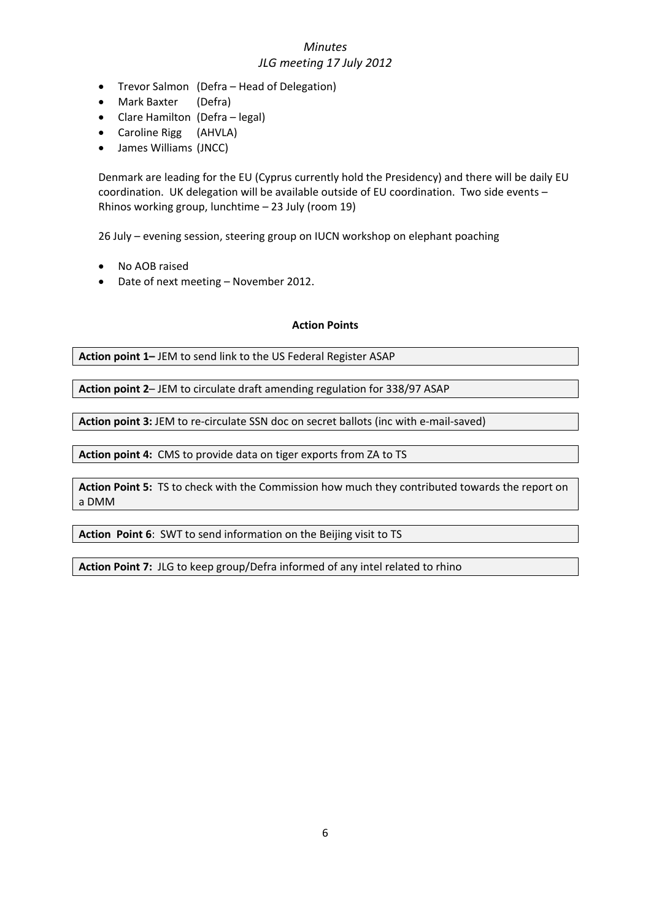- Trevor Salmon (Defra – Head of Delegation)
- Mark Baxter (Defra)
- Clare Hamilton (Defra – legal)
- Caroline Rigg (AHVLA)
- James Williams (JNCC)

Denmark are leading for the EU (Cyprus currently hold the Presidency) and there will be daily EU coordination. UK delegation will be available outside of EU coordination. Two side events – Rhinos working group, lunchtime – 23 July (room 19)

26 July – evening session, steering group on IUCN workshop on elephant poaching

- No AOB raised
- Date of next meeting – November 2012.

**Action Points**

**Action point 1–** JEM to send link to the US Federal Register ASAP

**Action point 2**– JEM to circulate draft amending regulation for 338/97 ASAP

**Action point 3:** JEM to re-circulate SSN doc on secret ballots (inc with e-mail-saved)

**Action point 4:** CMS to provide data on tiger exports from ZA to TS

**Action Point 5:** TS to check with the Commission how much they contributed towards the report on a DMM

**Action Point 6**: SWT to send information on the Beijing visit to TS

**Action Point 7:** JLG to keep group/Defra informed of any intel related to rhino